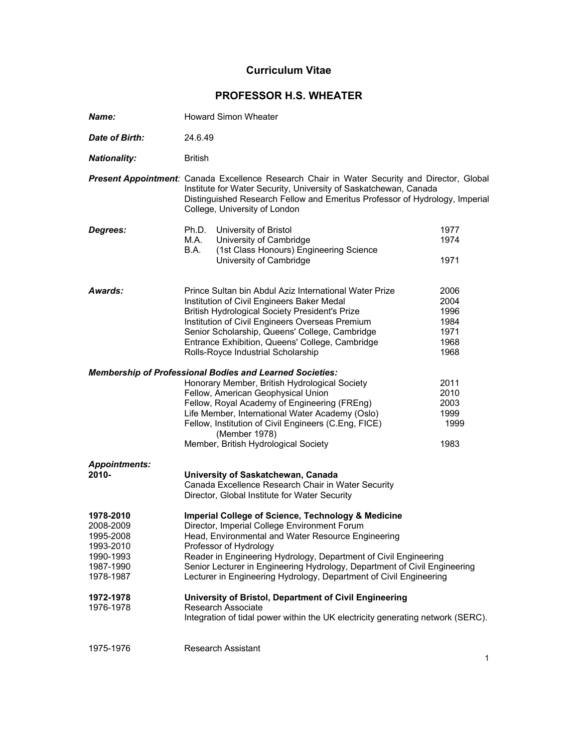# Curriculum Vitae

## PROFESSOR H.S. WHEATER

***Name:*** Howard Simon Wheater

***Date of Birth:*** 24.6.49

***Nationality:*** British

***Present Appointment:*** Canada Excellence Research Chair in Water Security and Director, Global Institute for Water Security, University of Saskatchewan, Canada
Distinguished Research Fellow and Emeritus Professor of Hydrology, Imperial College, University of London

***Degrees:***

| | | |
|---|---|---|
| Ph.D. | University of Bristol | 1977 |
| M.A. | University of Cambridge | 1974 |
| B.A. | (1st Class Honours) Engineering Science University of Cambridge | 1971 |

***Awards:***

| | |
|---|---|
| Prince Sultan bin Abdul Aziz International Water Prize | 2006 |
| Institution of Civil Engineers Baker Medal | 2004 |
| British Hydrological Society President's Prize | 1996 |
| Institution of Civil Engineers Overseas Premium | 1984 |
| Senior Scholarship, Queens' College, Cambridge | 1971 |
| Entrance Exhibition, Queens' College, Cambridge | 1968 |
| Rolls-Royce Industrial Scholarship | 1968 |

***Membership of Professional Bodies and Learned Societies:***

| | |
|---|---|
| Honorary Member, British Hydrological Society | 2011 |
| Fellow, American Geophysical Union | 2010 |
| Fellow, Royal Academy of Engineering (FREng) | 2003 |
| Life Member, International Water Academy (Oslo) | 1999 |
| Fellow, Institution of Civil Engineers (C.Eng, FICE) (Member 1978) | 1999 |
| Member, British Hydrological Society | 1983 |

***Appointments:***

**2010-** **University of Saskatchewan, Canada**
Canada Excellence Research Chair in Water Security
Director, Global Institute for Water Security

**1978-2010** **Imperial College of Science, Technology & Medicine**

| | |
|---|---|
| 2008-2009 | Director, Imperial College Environment Forum |
| 1995-2008 | Head, Environmental and Water Resource Engineering |
| 1993-2010 | Professor of Hydrology |
| 1990-1993 | Reader in Engineering Hydrology, Department of Civil Engineering |
| 1987-1990 | Senior Lecturer in Engineering Hydrology, Department of Civil Engineering |
| 1978-1987 | Lecturer in Engineering Hydrology, Department of Civil Engineering |

**1972-1978** **University of Bristol, Department of Civil Engineering**

1976-1978 Research Associate
Integration of tidal power within the UK electricity generating network (SERC).

1975-1976 Research Assistant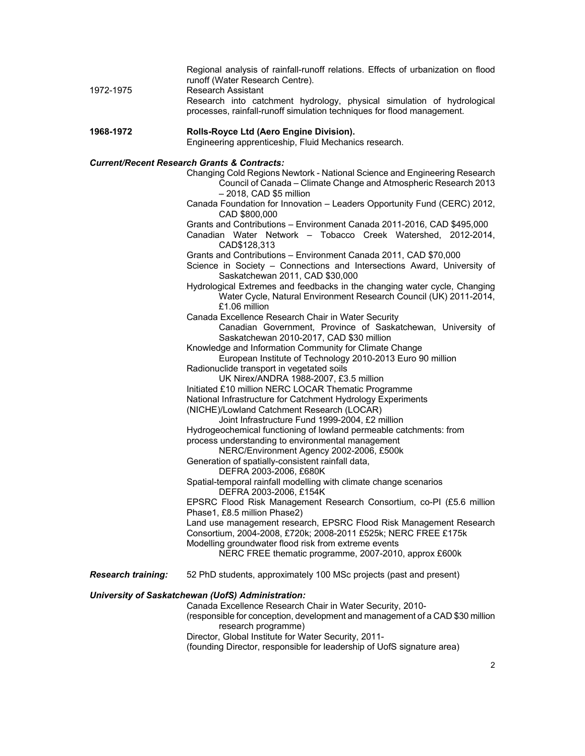Regional analysis of rainfall-runoff relations. Effects of urbanization on flood runoff (Water Research Centre).

1972-1975 Research Assistant

Research into catchment hydrology, physical simulation of hydrological processes, rainfall-runoff simulation techniques for flood management.

**1968-1972** **Rolls-Royce Ltd (Aero Engine Division).**

Engineering apprenticeship, Fluid Mechanics research.

***Current/Recent Research Grants & Contracts:***

Changing Cold Regions Newtork - National Science and Engineering Research Council of Canada – Climate Change and Atmospheric Research 2013 – 2018, CAD $5 million

Canada Foundation for Innovation – Leaders Opportunity Fund (CERC) 2012, CAD $800,000

Grants and Contributions – Environment Canada 2011-2016, CAD $495,000

Canadian Water Network – Tobacco Creek Watershed, 2012-2014, CAD$128,313

Grants and Contributions – Environment Canada 2011, CAD $70,000

Science in Society – Connections and Intersections Award, University of Saskatchewan 2011, CAD $30,000

Hydrological Extremes and feedbacks in the changing water cycle, Changing Water Cycle, Natural Environment Research Council (UK) 2011-2014, £1.06 million

Canada Excellence Research Chair in Water Security
Canadian Government, Province of Saskatchewan, University of Saskatchewan 2010-2017, CAD $30 million

Knowledge and Information Community for Climate Change
European Institute of Technology 2010-2013 Euro 90 million

Radionuclide transport in vegetated soils
UK Nirex/ANDRA 1988-2007, £3.5 million

Initiated £10 million NERC LOCAR Thematic Programme

National Infrastructure for Catchment Hydrology Experiments (NICHE)/Lowland Catchment Research (LOCAR)
Joint Infrastructure Fund 1999-2004, £2 million

Hydrogeochemical functioning of lowland permeable catchments: from process understanding to environmental management
NERC/Environment Agency 2002-2006, £500k

Generation of spatially-consistent rainfall data,
DEFRA 2003-2006, £680K

Spatial-temporal rainfall modelling with climate change scenarios
DEFRA 2003-2006, £154K

EPSRC Flood Risk Management Research Consortium, co-PI (£5.6 million Phase1, £8.5 million Phase2)

Land use management research, EPSRC Flood Risk Management Research Consortium, 2004-2008, £720k; 2008-2011 £525k; NERC FREE £175k

Modelling groundwater flood risk from extreme events
NERC FREE thematic programme, 2007-2010, approx £600k

***Research training:*** 52 PhD students, approximately 100 MSc projects (past and present)

***University of Saskatchewan (UofS) Administration:***

Canada Excellence Research Chair in Water Security, 2010-
(responsible for conception, development and management of a CAD $30 million research programme)

Director, Global Institute for Water Security, 2011-
(founding Director, responsible for leadership of UofS signature area)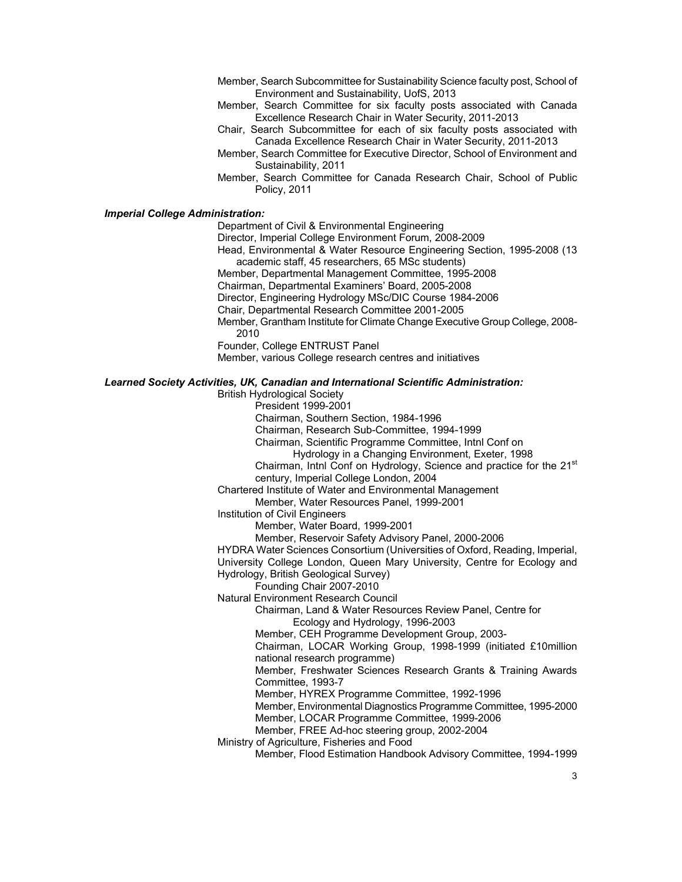Member, Search Subcommittee for Sustainability Science faculty post, School of Environment and Sustainability, UofS, 2013

Member, Search Committee for six faculty posts associated with Canada Excellence Research Chair in Water Security, 2011-2013

Chair, Search Subcommittee for each of six faculty posts associated with Canada Excellence Research Chair in Water Security, 2011-2013

Member, Search Committee for Executive Director, School of Environment and Sustainability, 2011

Member, Search Committee for Canada Research Chair, School of Public Policy, 2011

***Imperial College Administration:***

Department of Civil & Environmental Engineering

Director, Imperial College Environment Forum, 2008-2009

Head, Environmental & Water Resource Engineering Section, 1995-2008 (13 academic staff, 45 researchers, 65 MSc students)

Member, Departmental Management Committee, 1995-2008

Chairman, Departmental Examiners' Board, 2005-2008

Director, Engineering Hydrology MSc/DIC Course 1984-2006

Chair, Departmental Research Committee 2001-2005

Member, Grantham Institute for Climate Change Executive Group College, 2008-2010

Founder, College ENTRUST Panel

Member, various College research centres and initiatives

***Learned Society Activities, UK, Canadian and International Scientific Administration:***

British Hydrological Society

- President 1999-2001
- Chairman, Southern Section, 1984-1996
- Chairman, Research Sub-Committee, 1994-1999
- Chairman, Scientific Programme Committee, Intnl Conf on Hydrology in a Changing Environment, Exeter, 1998
- Chairman, Intnl Conf on Hydrology, Science and practice for the 21st century, Imperial College London, 2004

Chartered Institute of Water and Environmental Management

- Member, Water Resources Panel, 1999-2001

Institution of Civil Engineers

- Member, Water Board, 1999-2001
- Member, Reservoir Safety Advisory Panel, 2000-2006

HYDRA Water Sciences Consortium (Universities of Oxford, Reading, Imperial, University College London, Queen Mary University, Centre for Ecology and Hydrology, British Geological Survey)

- Founding Chair 2007-2010

Natural Environment Research Council

- Chairman, Land & Water Resources Review Panel, Centre for Ecology and Hydrology, 1996-2003
- Member, CEH Programme Development Group, 2003-
- Chairman, LOCAR Working Group, 1998-1999 (initiated £10million national research programme)
- Member, Freshwater Sciences Research Grants & Training Awards Committee, 1993-7
- Member, HYREX Programme Committee, 1992-1996
- Member, Environmental Diagnostics Programme Committee, 1995-2000
- Member, LOCAR Programme Committee, 1999-2006
- Member, FREE Ad-hoc steering group, 2002-2004

Ministry of Agriculture, Fisheries and Food

- Member, Flood Estimation Handbook Advisory Committee, 1994-1999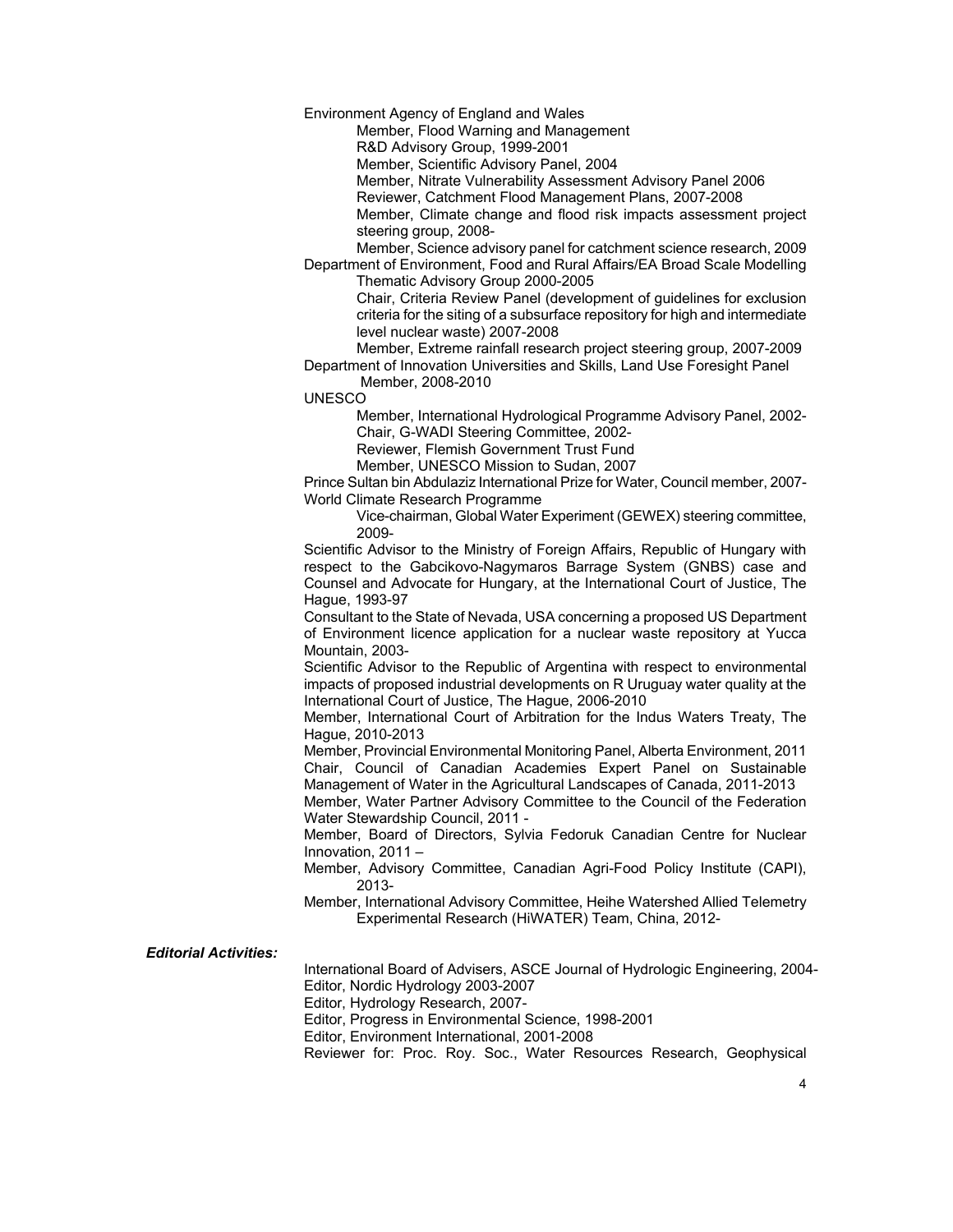Environment Agency of England and Wales

- Member, Flood Warning and Management R&D Advisory Group, 1999-2001
- Member, Scientific Advisory Panel, 2004
- Member, Nitrate Vulnerability Assessment Advisory Panel 2006
- Reviewer, Catchment Flood Management Plans, 2007-2008
- Member, Climate change and flood risk impacts assessment project steering group, 2008-
- Member, Science advisory panel for catchment science research, 2009

Department of Environment, Food and Rural Affairs/EA Broad Scale Modelling Thematic Advisory Group 2000-2005

- Chair, Criteria Review Panel (development of guidelines for exclusion criteria for the siting of a subsurface repository for high and intermediate level nuclear waste) 2007-2008
- Member, Extreme rainfall research project steering group, 2007-2009

Department of Innovation Universities and Skills, Land Use Foresight Panel Member, 2008-2010

UNESCO

- Member, International Hydrological Programme Advisory Panel, 2002-
- Chair, G-WADI Steering Committee, 2002-
- Reviewer, Flemish Government Trust Fund
- Member, UNESCO Mission to Sudan, 2007

Prince Sultan bin Abdulaziz International Prize for Water, Council member, 2007-

World Climate Research Programme

- Vice-chairman, Global Water Experiment (GEWEX) steering committee, 2009-

Scientific Advisor to the Ministry of Foreign Affairs, Republic of Hungary with respect to the Gabcikovo-Nagymaros Barrage System (GNBS) case and Counsel and Advocate for Hungary, at the International Court of Justice, The Hague, 1993-97

Consultant to the State of Nevada, USA concerning a proposed US Department of Environment licence application for a nuclear waste repository at Yucca Mountain, 2003-

Scientific Advisor to the Republic of Argentina with respect to environmental impacts of proposed industrial developments on R Uruguay water quality at the International Court of Justice, The Hague, 2006-2010

Member, International Court of Arbitration for the Indus Waters Treaty, The Hague, 2010-2013

Member, Provincial Environmental Monitoring Panel, Alberta Environment, 2011

Chair, Council of Canadian Academies Expert Panel on Sustainable Management of Water in the Agricultural Landscapes of Canada, 2011-2013

Member, Water Partner Advisory Committee to the Council of the Federation Water Stewardship Council, 2011 -

Member, Board of Directors, Sylvia Fedoruk Canadian Centre for Nuclear Innovation, 2011 –

Member, Advisory Committee, Canadian Agri-Food Policy Institute (CAPI), 2013-

Member, International Advisory Committee, Heihe Watershed Allied Telemetry Experimental Research (HiWATER) Team, China, 2012-

***Editorial Activities:***

International Board of Advisers, ASCE Journal of Hydrologic Engineering, 2004-

Editor, Nordic Hydrology 2003-2007

Editor, Hydrology Research, 2007-

Editor, Progress in Environmental Science, 1998-2001

Editor, Environment International, 2001-2008

Reviewer for: Proc. Roy. Soc., Water Resources Research, Geophysical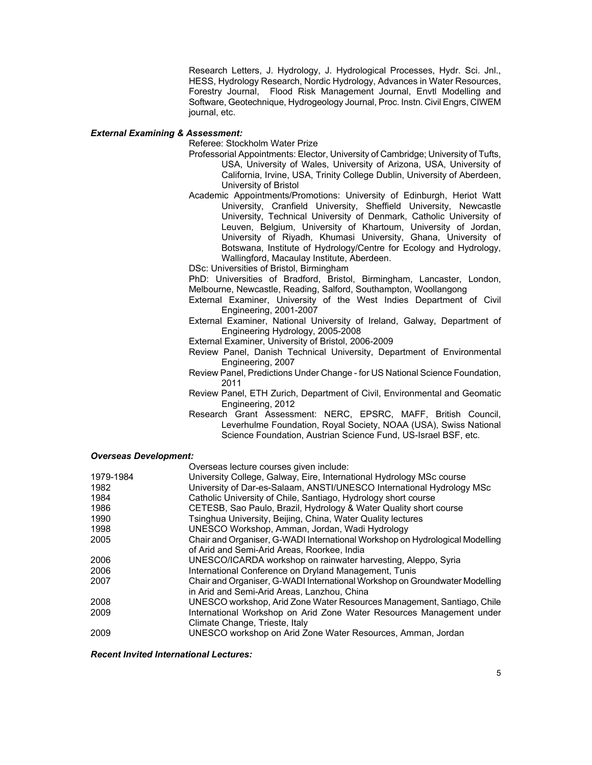Research Letters, J. Hydrology, J. Hydrological Processes, Hydr. Sci. Jnl., HESS, Hydrology Research, Nordic Hydrology, Advances in Water Resources, Forestry Journal, Flood Risk Management Journal, Envtl Modelling and Software, Geotechnique, Hydrogeology Journal, Proc. Instn. Civil Engrs, CIWEM journal, etc.

***External Examining & Assessment:***

Referee: Stockholm Water Prize

Professorial Appointments: Elector, University of Cambridge; University of Tufts, USA, University of Wales, University of Arizona, USA, University of California, Irvine, USA, Trinity College Dublin, University of Aberdeen, University of Bristol

Academic Appointments/Promotions: University of Edinburgh, Heriot Watt University, Cranfield University, Sheffield University, Newcastle University, Technical University of Denmark, Catholic University of Leuven, Belgium, University of Khartoum, University of Jordan, University of Riyadh, Khumasi University, Ghana, University of Botswana, Institute of Hydrology/Centre for Ecology and Hydrology, Wallingford, Macaulay Institute, Aberdeen.

DSc: Universities of Bristol, Birmingham

PhD: Universities of Bradford, Bristol, Birmingham, Lancaster, London, Melbourne, Newcastle, Reading, Salford, Southampton, Woollangong

External Examiner, University of the West Indies Department of Civil Engineering, 2001-2007

External Examiner, National University of Ireland, Galway, Department of Engineering Hydrology, 2005-2008

External Examiner, University of Bristol, 2006-2009

Review Panel, Danish Technical University, Department of Environmental Engineering, 2007

Review Panel, Predictions Under Change - for US National Science Foundation, 2011

Review Panel, ETH Zurich, Department of Civil, Environmental and Geomatic Engineering, 2012

Research Grant Assessment: NERC, EPSRC, MAFF, British Council, Leverhulme Foundation, Royal Society, NOAA (USA), Swiss National Science Foundation, Austrian Science Fund, US-Israel BSF, etc.

***Overseas Development:***

Overseas lecture courses given include:

| | |
|---|---|
| 1979-1984 | University College, Galway, Eire, International Hydrology MSc course |
| 1982 | University of Dar-es-Salaam, ANSTI/UNESCO International Hydrology MSc |
| 1984 | Catholic University of Chile, Santiago, Hydrology short course |
| 1986 | CETESB, Sao Paulo, Brazil, Hydrology & Water Quality short course |
| 1990 | Tsinghua University, Beijing, China, Water Quality lectures |
| 1998 | UNESCO Workshop, Amman, Jordan, Wadi Hydrology |
| 2005 | Chair and Organiser, G-WADI International Workshop on Hydrological Modelling of Arid and Semi-Arid Areas, Roorkee, India |
| 2006 | UNESCO/ICARDA workshop on rainwater harvesting, Aleppo, Syria |
| 2006 | International Conference on Dryland Management, Tunis |
| 2007 | Chair and Organiser, G-WADI International Workshop on Groundwater Modelling in Arid and Semi-Arid Areas, Lanzhou, China |
| 2008 | UNESCO workshop, Arid Zone Water Resources Management, Santiago, Chile |
| 2009 | International Workshop on Arid Zone Water Resources Management under Climate Change, Trieste, Italy |
| 2009 | UNESCO workshop on Arid Zone Water Resources, Amman, Jordan |

***Recent Invited International Lectures:***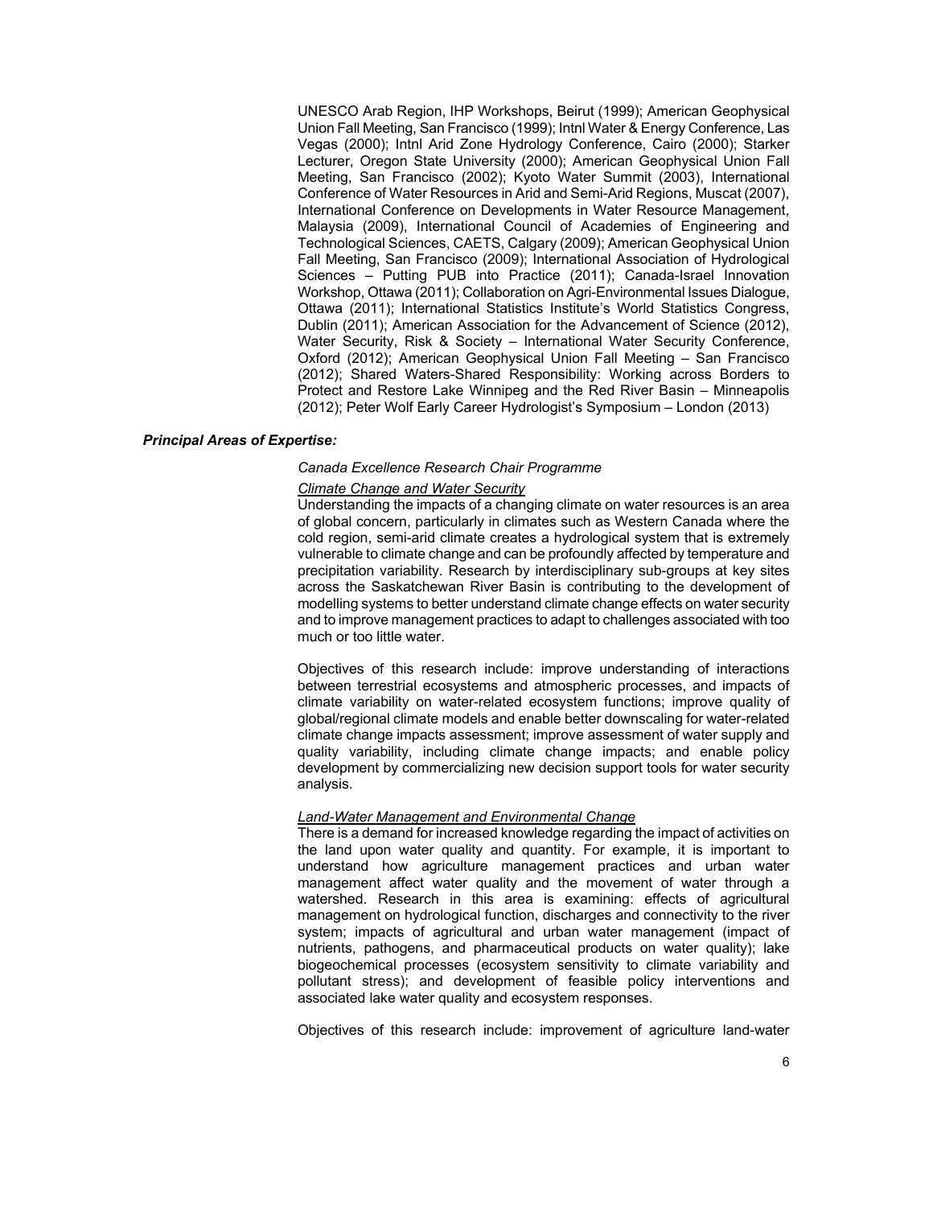UNESCO Arab Region, IHP Workshops, Beirut (1999); American Geophysical Union Fall Meeting, San Francisco (1999); Intnl Water & Energy Conference, Las Vegas (2000); Intnl Arid Zone Hydrology Conference, Cairo (2000); Starker Lecturer, Oregon State University (2000); American Geophysical Union Fall Meeting, San Francisco (2002); Kyoto Water Summit (2003), International Conference of Water Resources in Arid and Semi-Arid Regions, Muscat (2007), International Conference on Developments in Water Resource Management, Malaysia (2009), International Council of Academies of Engineering and Technological Sciences, CAETS, Calgary (2009); American Geophysical Union Fall Meeting, San Francisco (2009); International Association of Hydrological Sciences – Putting PUB into Practice (2011); Canada-Israel Innovation Workshop, Ottawa (2011); Collaboration on Agri-Environmental Issues Dialogue, Ottawa (2011); International Statistics Institute's World Statistics Congress, Dublin (2011); American Association for the Advancement of Science (2012), Water Security, Risk & Society – International Water Security Conference, Oxford (2012); American Geophysical Union Fall Meeting – San Francisco (2012); Shared Waters-Shared Responsibility: Working across Borders to Protect and Restore Lake Winnipeg and the Red River Basin – Minneapolis (2012); Peter Wolf Early Career Hydrologist's Symposium – London (2013)

***Principal Areas of Expertise:***

*Canada Excellence Research Chair Programme*

*Climate Change and Water Security*

Understanding the impacts of a changing climate on water resources is an area of global concern, particularly in climates such as Western Canada where the cold region, semi-arid climate creates a hydrological system that is extremely vulnerable to climate change and can be profoundly affected by temperature and precipitation variability. Research by interdisciplinary sub-groups at key sites across the Saskatchewan River Basin is contributing to the development of modelling systems to better understand climate change effects on water security and to improve management practices to adapt to challenges associated with too much or too little water.

Objectives of this research include: improve understanding of interactions between terrestrial ecosystems and atmospheric processes, and impacts of climate variability on water-related ecosystem functions; improve quality of global/regional climate models and enable better downscaling for water-related climate change impacts assessment; improve assessment of water supply and quality variability, including climate change impacts; and enable policy development by commercializing new decision support tools for water security analysis.

*Land-Water Management and Environmental Change*

There is a demand for increased knowledge regarding the impact of activities on the land upon water quality and quantity. For example, it is important to understand how agriculture management practices and urban water management affect water quality and the movement of water through a watershed. Research in this area is examining: effects of agricultural management on hydrological function, discharges and connectivity to the river system; impacts of agricultural and urban water management (impact of nutrients, pathogens, and pharmaceutical products on water quality); lake biogeochemical processes (ecosystem sensitivity to climate variability and pollutant stress); and development of feasible policy interventions and associated lake water quality and ecosystem responses.

Objectives of this research include: improvement of agriculture land-water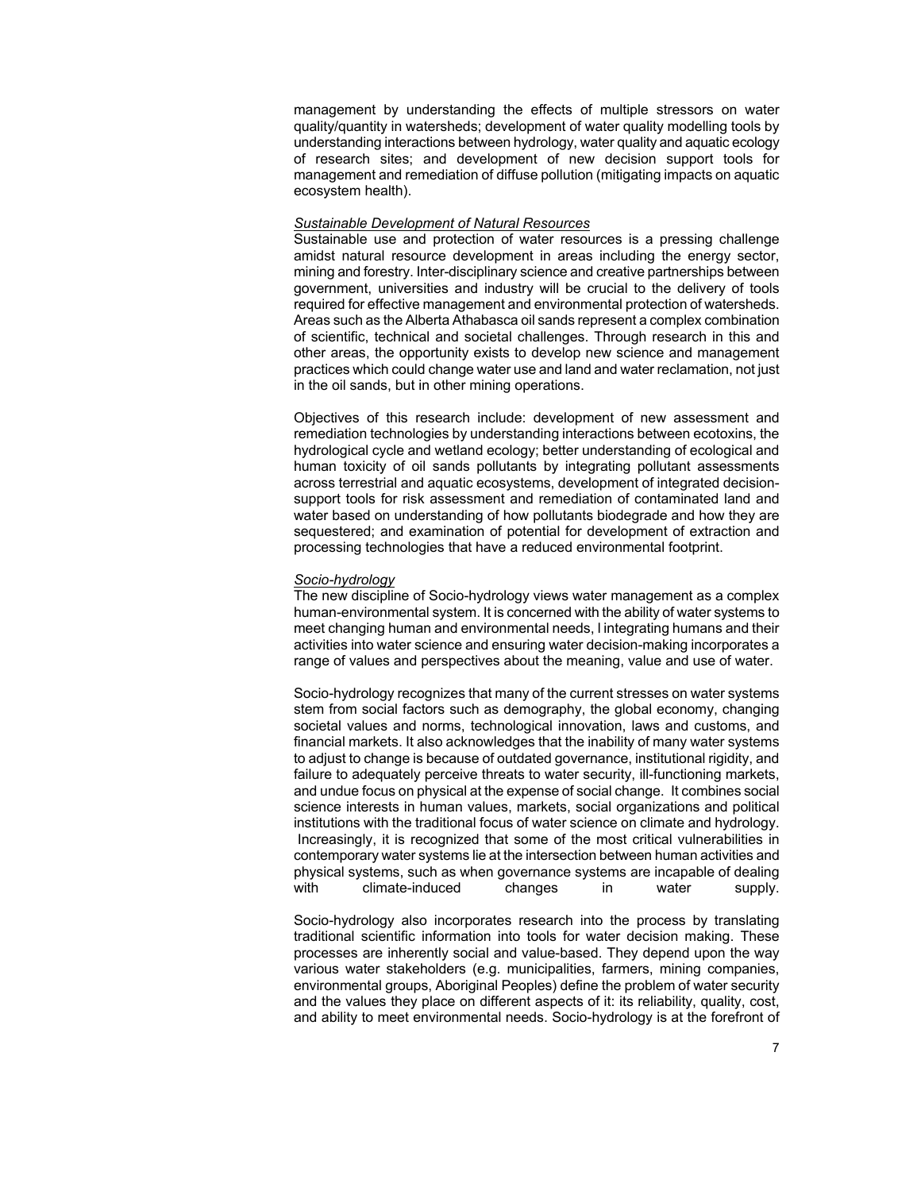management by understanding the effects of multiple stressors on water quality/quantity in watersheds; development of water quality modelling tools by understanding interactions between hydrology, water quality and aquatic ecology of research sites; and development of new decision support tools for management and remediation of diffuse pollution (mitigating impacts on aquatic ecosystem health).

*Sustainable Development of Natural Resources*

Sustainable use and protection of water resources is a pressing challenge amidst natural resource development in areas including the energy sector, mining and forestry. Inter-disciplinary science and creative partnerships between government, universities and industry will be crucial to the delivery of tools required for effective management and environmental protection of watersheds. Areas such as the Alberta Athabasca oil sands represent a complex combination of scientific, technical and societal challenges. Through research in this and other areas, the opportunity exists to develop new science and management practices which could change water use and land and water reclamation, not just in the oil sands, but in other mining operations.

Objectives of this research include: development of new assessment and remediation technologies by understanding interactions between ecotoxins, the hydrological cycle and wetland ecology; better understanding of ecological and human toxicity of oil sands pollutants by integrating pollutant assessments across terrestrial and aquatic ecosystems, development of integrated decision-support tools for risk assessment and remediation of contaminated land and water based on understanding of how pollutants biodegrade and how they are sequestered; and examination of potential for development of extraction and processing technologies that have a reduced environmental footprint.

*Socio-hydrology*

The new discipline of Socio-hydrology views water management as a complex human-environmental system. It is concerned with the ability of water systems to meet changing human and environmental needs, l integrating humans and their activities into water science and ensuring water decision-making incorporates a range of values and perspectives about the meaning, value and use of water.

Socio-hydrology recognizes that many of the current stresses on water systems stem from social factors such as demography, the global economy, changing societal values and norms, technological innovation, laws and customs, and financial markets. It also acknowledges that the inability of many water systems to adjust to change is because of outdated governance, institutional rigidity, and failure to adequately perceive threats to water security, ill-functioning markets, and undue focus on physical at the expense of social change. It combines social science interests in human values, markets, social organizations and political institutions with the traditional focus of water science on climate and hydrology. Increasingly, it is recognized that some of the most critical vulnerabilities in contemporary water systems lie at the intersection between human activities and physical systems, such as when governance systems are incapable of dealing with climate-induced changes in water supply.

Socio-hydrology also incorporates research into the process by translating traditional scientific information into tools for water decision making. These processes are inherently social and value-based. They depend upon the way various water stakeholders (e.g. municipalities, farmers, mining companies, environmental groups, Aboriginal Peoples) define the problem of water security and the values they place on different aspects of it: its reliability, quality, cost, and ability to meet environmental needs. Socio-hydrology is at the forefront of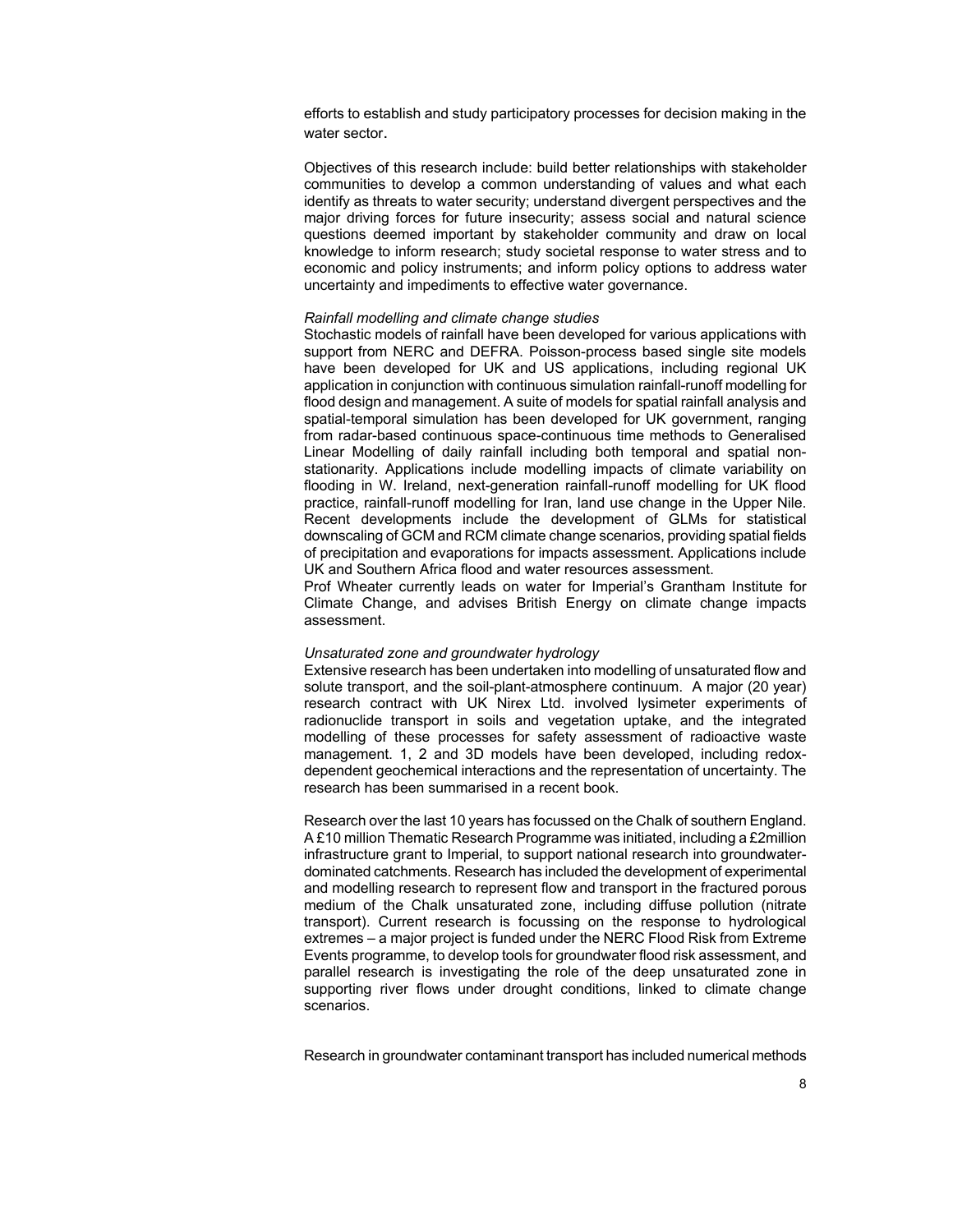efforts to establish and study participatory processes for decision making in the water sector.

Objectives of this research include: build better relationships with stakeholder communities to develop a common understanding of values and what each identify as threats to water security; understand divergent perspectives and the major driving forces for future insecurity; assess social and natural science questions deemed important by stakeholder community and draw on local knowledge to inform research; study societal response to water stress and to economic and policy instruments; and inform policy options to address water uncertainty and impediments to effective water governance.

*Rainfall modelling and climate change studies*

Stochastic models of rainfall have been developed for various applications with support from NERC and DEFRA. Poisson-process based single site models have been developed for UK and US applications, including regional UK application in conjunction with continuous simulation rainfall-runoff modelling for flood design and management. A suite of models for spatial rainfall analysis and spatial-temporal simulation has been developed for UK government, ranging from radar-based continuous space-continuous time methods to Generalised Linear Modelling of daily rainfall including both temporal and spatial non-stationarity. Applications include modelling impacts of climate variability on flooding in W. Ireland, next-generation rainfall-runoff modelling for UK flood practice, rainfall-runoff modelling for Iran, land use change in the Upper Nile. Recent developments include the development of GLMs for statistical downscaling of GCM and RCM climate change scenarios, providing spatial fields of precipitation and evaporations for impacts assessment. Applications include UK and Southern Africa flood and water resources assessment.

Prof Wheater currently leads on water for Imperial's Grantham Institute for Climate Change, and advises British Energy on climate change impacts assessment.

*Unsaturated zone and groundwater hydrology*

Extensive research has been undertaken into modelling of unsaturated flow and solute transport, and the soil-plant-atmosphere continuum. A major (20 year) research contract with UK Nirex Ltd. involved lysimeter experiments of radionuclide transport in soils and vegetation uptake, and the integrated modelling of these processes for safety assessment of radioactive waste management. 1, 2 and 3D models have been developed, including redox-dependent geochemical interactions and the representation of uncertainty. The research has been summarised in a recent book.

Research over the last 10 years has focussed on the Chalk of southern England. A £10 million Thematic Research Programme was initiated, including a £2million infrastructure grant to Imperial, to support national research into groundwater-dominated catchments. Research has included the development of experimental and modelling research to represent flow and transport in the fractured porous medium of the Chalk unsaturated zone, including diffuse pollution (nitrate transport). Current research is focussing on the response to hydrological extremes – a major project is funded under the NERC Flood Risk from Extreme Events programme, to develop tools for groundwater flood risk assessment, and parallel research is investigating the role of the deep unsaturated zone in supporting river flows under drought conditions, linked to climate change scenarios.

Research in groundwater contaminant transport has included numerical methods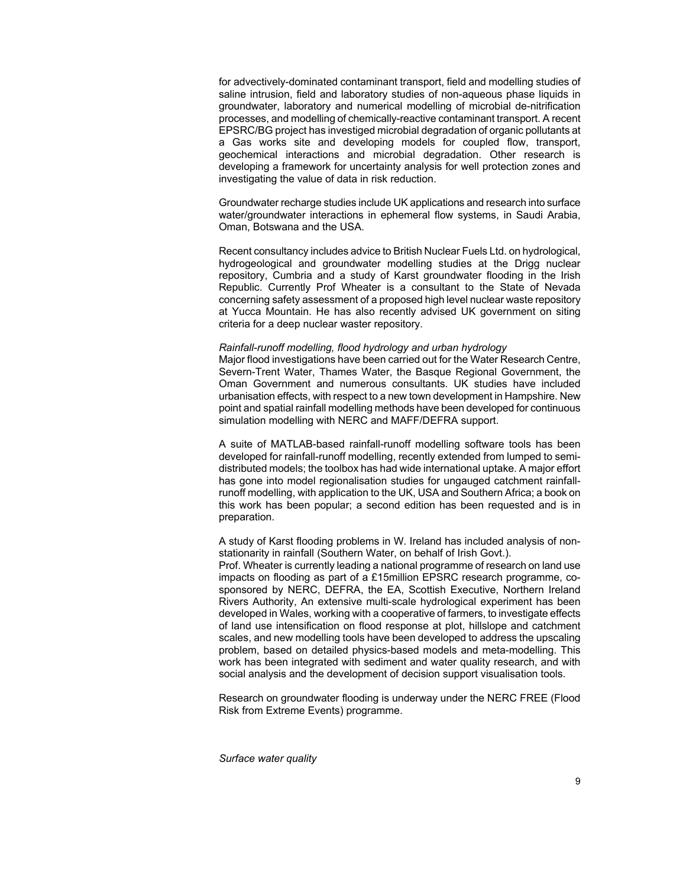for advectively-dominated contaminant transport, field and modelling studies of saline intrusion, field and laboratory studies of non-aqueous phase liquids in groundwater, laboratory and numerical modelling of microbial de-nitrification processes, and modelling of chemically-reactive contaminant transport. A recent EPSRC/BG project has investiged microbial degradation of organic pollutants at a Gas works site and developing models for coupled flow, transport, geochemical interactions and microbial degradation. Other research is developing a framework for uncertainty analysis for well protection zones and investigating the value of data in risk reduction.

Groundwater recharge studies include UK applications and research into surface water/groundwater interactions in ephemeral flow systems, in Saudi Arabia, Oman, Botswana and the USA.

Recent consultancy includes advice to British Nuclear Fuels Ltd. on hydrological, hydrogeological and groundwater modelling studies at the Drigg nuclear repository, Cumbria and a study of Karst groundwater flooding in the Irish Republic. Currently Prof Wheater is a consultant to the State of Nevada concerning safety assessment of a proposed high level nuclear waste repository at Yucca Mountain. He has also recently advised UK government on siting criteria for a deep nuclear waster repository.

*Rainfall-runoff modelling, flood hydrology and urban hydrology*

Major flood investigations have been carried out for the Water Research Centre, Severn-Trent Water, Thames Water, the Basque Regional Government, the Oman Government and numerous consultants. UK studies have included urbanisation effects, with respect to a new town development in Hampshire. New point and spatial rainfall modelling methods have been developed for continuous simulation modelling with NERC and MAFF/DEFRA support.

A suite of MATLAB-based rainfall-runoff modelling software tools has been developed for rainfall-runoff modelling, recently extended from lumped to semi-distributed models; the toolbox has had wide international uptake. A major effort has gone into model regionalisation studies for ungauged catchment rainfall-runoff modelling, with application to the UK, USA and Southern Africa; a book on this work has been popular; a second edition has been requested and is in preparation.

A study of Karst flooding problems in W. Ireland has included analysis of non-stationarity in rainfall (Southern Water, on behalf of Irish Govt.).

Prof. Wheater is currently leading a national programme of research on land use impacts on flooding as part of a £15million EPSRC research programme, co-sponsored by NERC, DEFRA, the EA, Scottish Executive, Northern Ireland Rivers Authority, An extensive multi-scale hydrological experiment has been developed in Wales, working with a cooperative of farmers, to investigate effects of land use intensification on flood response at plot, hillslope and catchment scales, and new modelling tools have been developed to address the upscaling problem, based on detailed physics-based models and meta-modelling. This work has been integrated with sediment and water quality research, and with social analysis and the development of decision support visualisation tools.

Research on groundwater flooding is underway under the NERC FREE (Flood Risk from Extreme Events) programme.

*Surface water quality*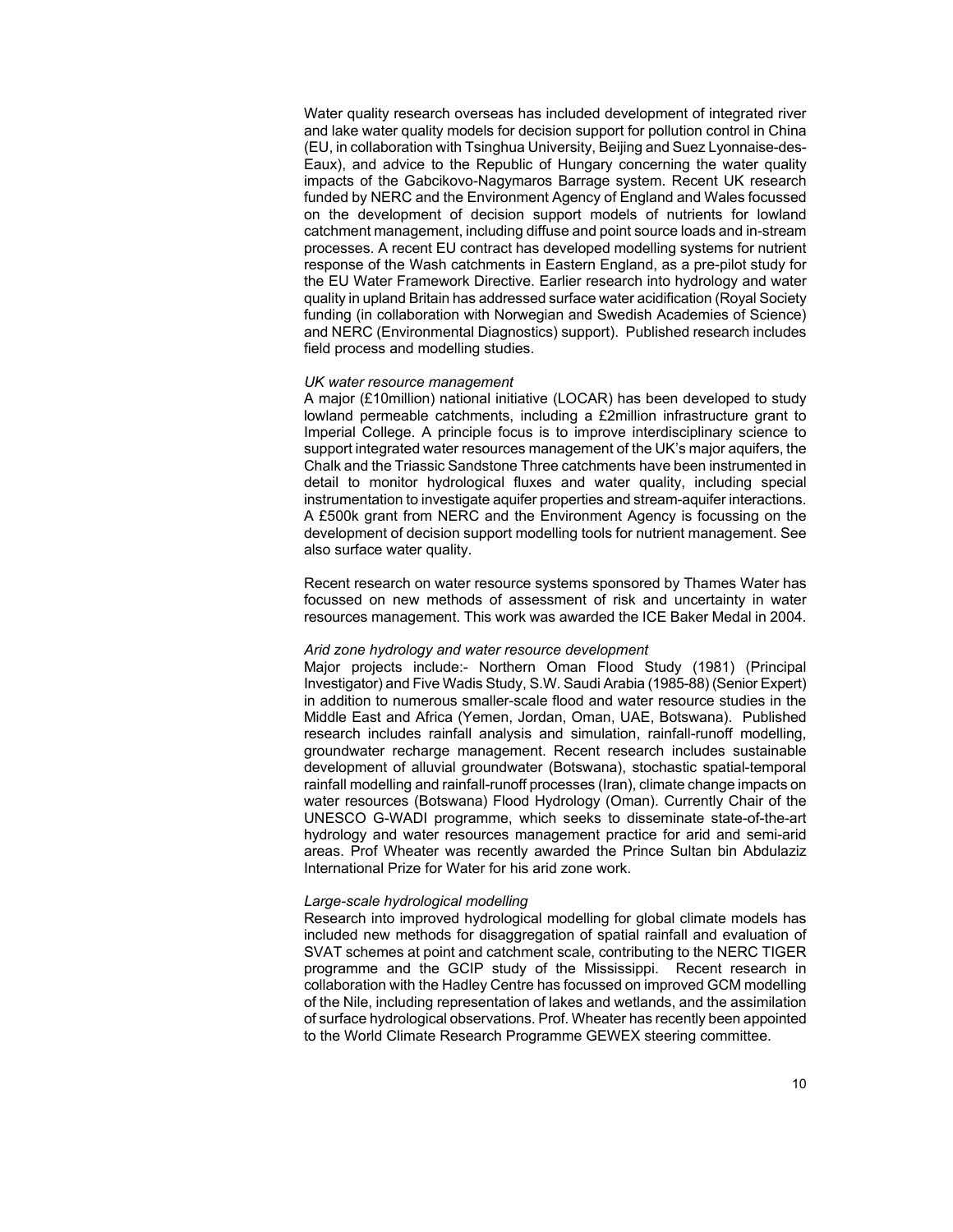Water quality research overseas has included development of integrated river and lake water quality models for decision support for pollution control in China (EU, in collaboration with Tsinghua University, Beijing and Suez Lyonnaise-des-Eaux), and advice to the Republic of Hungary concerning the water quality impacts of the Gabcikovo-Nagymaros Barrage system. Recent UK research funded by NERC and the Environment Agency of England and Wales focussed on the development of decision support models of nutrients for lowland catchment management, including diffuse and point source loads and in-stream processes. A recent EU contract has developed modelling systems for nutrient response of the Wash catchments in Eastern England, as a pre-pilot study for the EU Water Framework Directive. Earlier research into hydrology and water quality in upland Britain has addressed surface water acidification (Royal Society funding (in collaboration with Norwegian and Swedish Academies of Science) and NERC (Environmental Diagnostics) support). Published research includes field process and modelling studies.

*UK water resource management*

A major (£10million) national initiative (LOCAR) has been developed to study lowland permeable catchments, including a £2million infrastructure grant to Imperial College. A principle focus is to improve interdisciplinary science to support integrated water resources management of the UK's major aquifers, the Chalk and the Triassic Sandstone Three catchments have been instrumented in detail to monitor hydrological fluxes and water quality, including special instrumentation to investigate aquifer properties and stream-aquifer interactions. A £500k grant from NERC and the Environment Agency is focussing on the development of decision support modelling tools for nutrient management. See also surface water quality.

Recent research on water resource systems sponsored by Thames Water has focussed on new methods of assessment of risk and uncertainty in water resources management. This work was awarded the ICE Baker Medal in 2004.

*Arid zone hydrology and water resource development*

Major projects include:- Northern Oman Flood Study (1981) (Principal Investigator) and Five Wadis Study, S.W. Saudi Arabia (1985-88) (Senior Expert) in addition to numerous smaller-scale flood and water resource studies in the Middle East and Africa (Yemen, Jordan, Oman, UAE, Botswana). Published research includes rainfall analysis and simulation, rainfall-runoff modelling, groundwater recharge management. Recent research includes sustainable development of alluvial groundwater (Botswana), stochastic spatial-temporal rainfall modelling and rainfall-runoff processes (Iran), climate change impacts on water resources (Botswana) Flood Hydrology (Oman). Currently Chair of the UNESCO G-WADI programme, which seeks to disseminate state-of-the-art hydrology and water resources management practice for arid and semi-arid areas. Prof Wheater was recently awarded the Prince Sultan bin Abdulaziz International Prize for Water for his arid zone work.

*Large-scale hydrological modelling*

Research into improved hydrological modelling for global climate models has included new methods for disaggregation of spatial rainfall and evaluation of SVAT schemes at point and catchment scale, contributing to the NERC TIGER programme and the GCIP study of the Mississippi. Recent research in collaboration with the Hadley Centre has focussed on improved GCM modelling of the Nile, including representation of lakes and wetlands, and the assimilation of surface hydrological observations. Prof. Wheater has recently been appointed to the World Climate Research Programme GEWEX steering committee.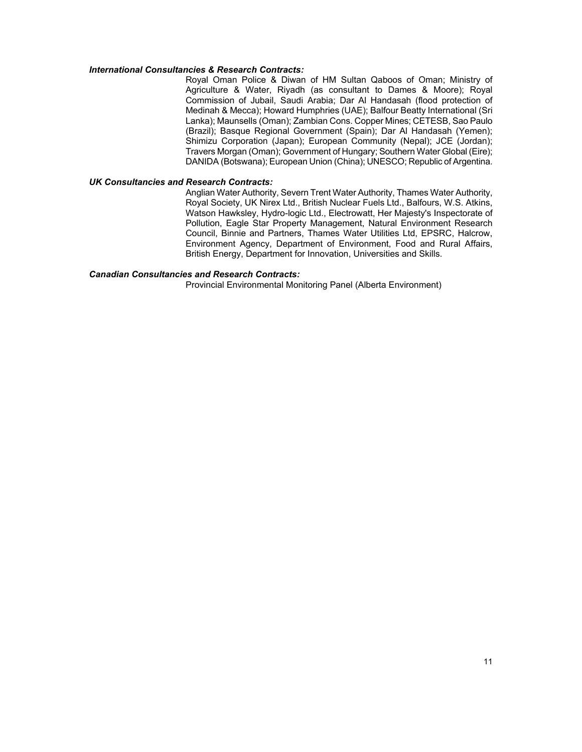***International Consultancies & Research Contracts:***

Royal Oman Police & Diwan of HM Sultan Qaboos of Oman; Ministry of Agriculture & Water, Riyadh (as consultant to Dames & Moore); Royal Commission of Jubail, Saudi Arabia; Dar Al Handasah (flood protection of Medinah & Mecca); Howard Humphries (UAE); Balfour Beatty International (Sri Lanka); Maunsells (Oman); Zambian Cons. Copper Mines; CETESB, Sao Paulo (Brazil); Basque Regional Government (Spain); Dar Al Handasah (Yemen); Shimizu Corporation (Japan); European Community (Nepal); JCE (Jordan); Travers Morgan (Oman); Government of Hungary; Southern Water Global (Eire); DANIDA (Botswana); European Union (China); UNESCO; Republic of Argentina.

***UK Consultancies and Research Contracts:***

Anglian Water Authority, Severn Trent Water Authority, Thames Water Authority, Royal Society, UK Nirex Ltd., British Nuclear Fuels Ltd., Balfours, W.S. Atkins, Watson Hawksley, Hydro-logic Ltd., Electrowatt, Her Majesty's Inspectorate of Pollution, Eagle Star Property Management, Natural Environment Research Council, Binnie and Partners, Thames Water Utilities Ltd, EPSRC, Halcrow, Environment Agency, Department of Environment, Food and Rural Affairs, British Energy, Department for Innovation, Universities and Skills.

***Canadian Consultancies and Research Contracts:***

Provincial Environmental Monitoring Panel (Alberta Environment)